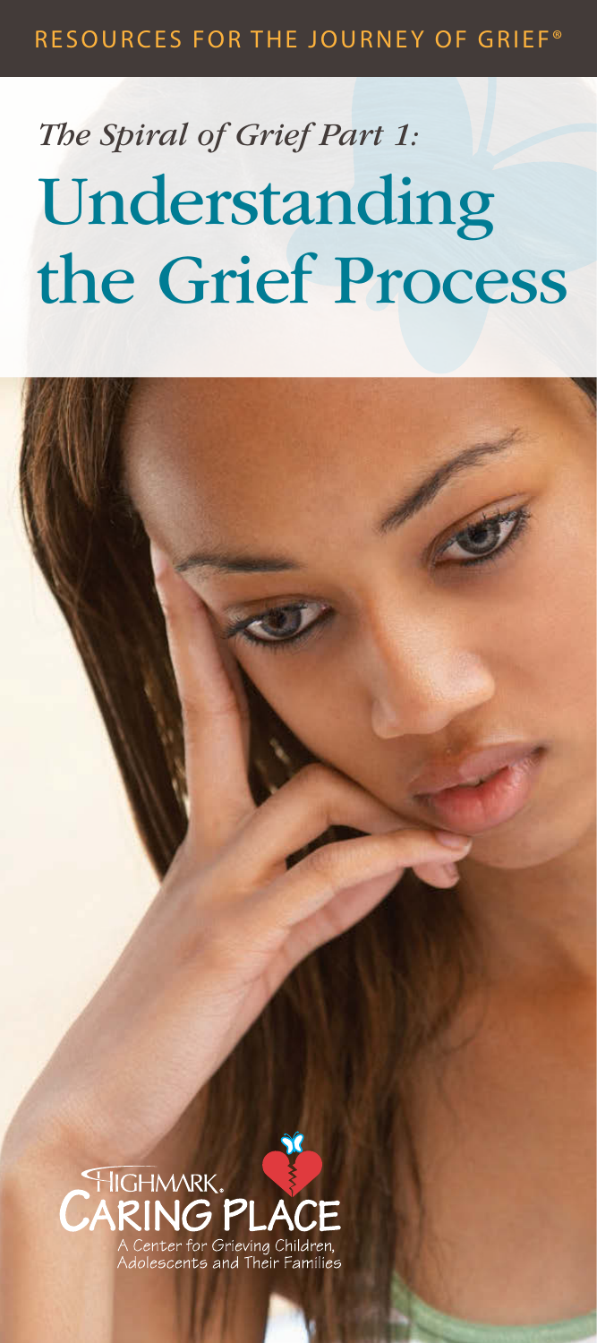RESOURCES FOR THE JOURNEY OF GRIEF®

*The Spiral of Grief Part 1:*

# Understanding the Grief Process

HIGHMARK. CARING PLACE

A Center for Grieving Children, Adolescents and Their Families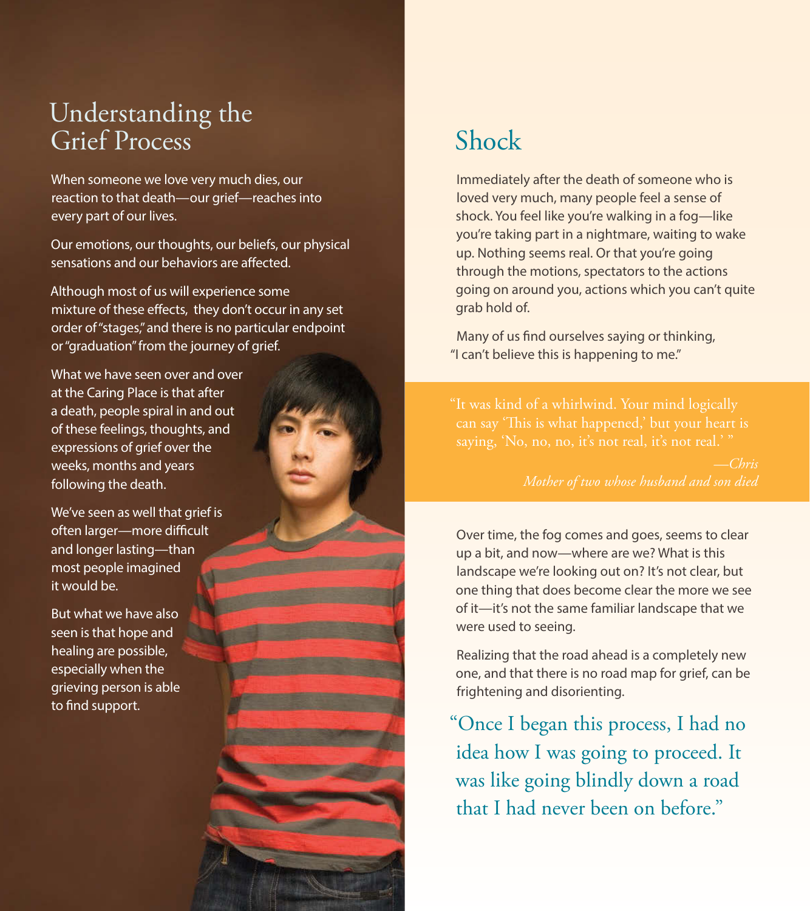# Understanding the Grief Process

When someone we love very much dies, our reaction to that death—our grief—reaches into every part of our lives.

Our emotions, our thoughts, our beliefs, our physical sensations and our behaviors are affected.

Although most of us will experience some mixture of these effects, they don't occur in any set order of "stages," and there is no particular endpoint or "graduation" from the journey of grief.

What we have seen over and over at the Caring Place is that after a death, people spiral in and out of these feelings, thoughts, and expressions of grief over the weeks, months and years following the death.

We've seen as well that grief is often larger—more difficult and longer lasting—than most people imagined it would be.

But what we have also seen is that hope and healing are possible, especially when the grieving person is able to find support.

## Shock

Immediately after the death of someone who is loved very much, many people feel a sense of shock. You feel like you're walking in a fog—like you're taking part in a nightmare, waiting to wake up. Nothing seems real. Or that you're going through the motions, spectators to the actions going on around you, actions which you can't quite grab hold of.

Many of us find ourselves saying or thinking, "I can't believe this is happening to me."

> "It was kind of a whirlwind. Your mind logically can say 'This is what happened,' but your heart is saying, 'No, no, no, it's not real, it's not real.' "
>
> *—Chris*
> *Mother of two whose husband and son died*

Over time, the fog comes and goes, seems to clear up a bit, and now—where are we? What is this landscape we're looking out on? It's not clear, but one thing that does become clear the more we see of it—it's not the same familiar landscape that we were used to seeing.

Realizing that the road ahead is a completely new one, and that there is no road map for grief, can be frightening and disorienting.

> "Once I began this process, I had no idea how I was going to proceed. It was like going blindly down a road that I had never been on before."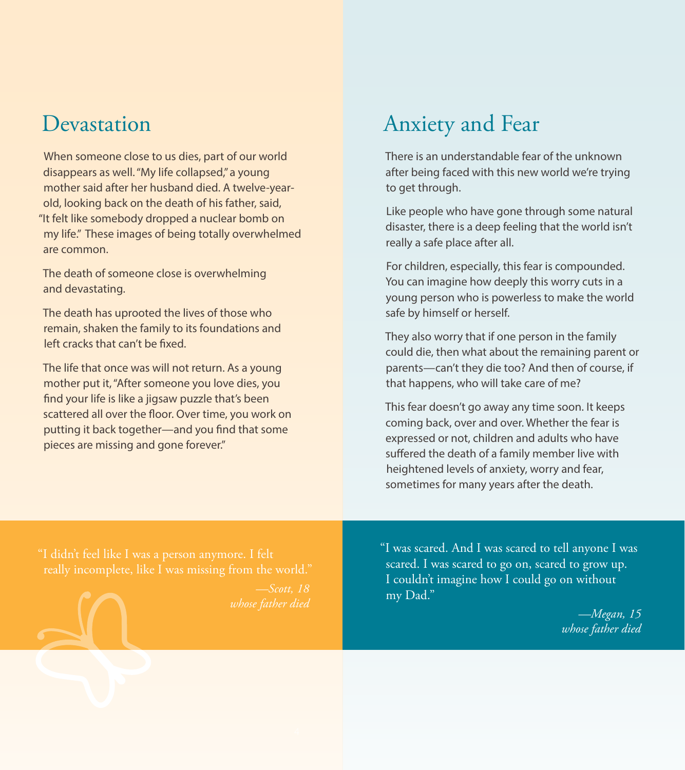## Devastation

When someone close to us dies, part of our world disappears as well. "My life collapsed," a young mother said after her husband died. A twelve-year-old, looking back on the death of his father, said, "It felt like somebody dropped a nuclear bomb on my life." These images of being totally overwhelmed are common.

The death of someone close is overwhelming and devastating.

The death has uprooted the lives of those who remain, shaken the family to its foundations and left cracks that can't be fixed.

The life that once was will not return. As a young mother put it, "After someone you love dies, you find your life is like a jigsaw puzzle that's been scattered all over the floor. Over time, you work on putting it back together—and you find that some pieces are missing and gone forever."

> "I didn't feel like I was a person anymore. I felt really incomplete, like I was missing from the world."
>
> *—Scott, 18*
> *whose father died*

## Anxiety and Fear

There is an understandable fear of the unknown after being faced with this new world we're trying to get through.

Like people who have gone through some natural disaster, there is a deep feeling that the world isn't really a safe place after all.

For children, especially, this fear is compounded. You can imagine how deeply this worry cuts in a young person who is powerless to make the world safe by himself or herself.

They also worry that if one person in the family could die, then what about the remaining parent or parents—can't they die too? And then of course, if that happens, who will take care of me?

This fear doesn't go away any time soon. It keeps coming back, over and over. Whether the fear is expressed or not, children and adults who have suffered the death of a family member live with heightened levels of anxiety, worry and fear, sometimes for many years after the death.

> "I was scared. And I was scared to tell anyone I was scared. I was scared to go on, scared to grow up. I couldn't imagine how I could go on without my Dad."
>
> *—Megan, 15*
> *whose father died*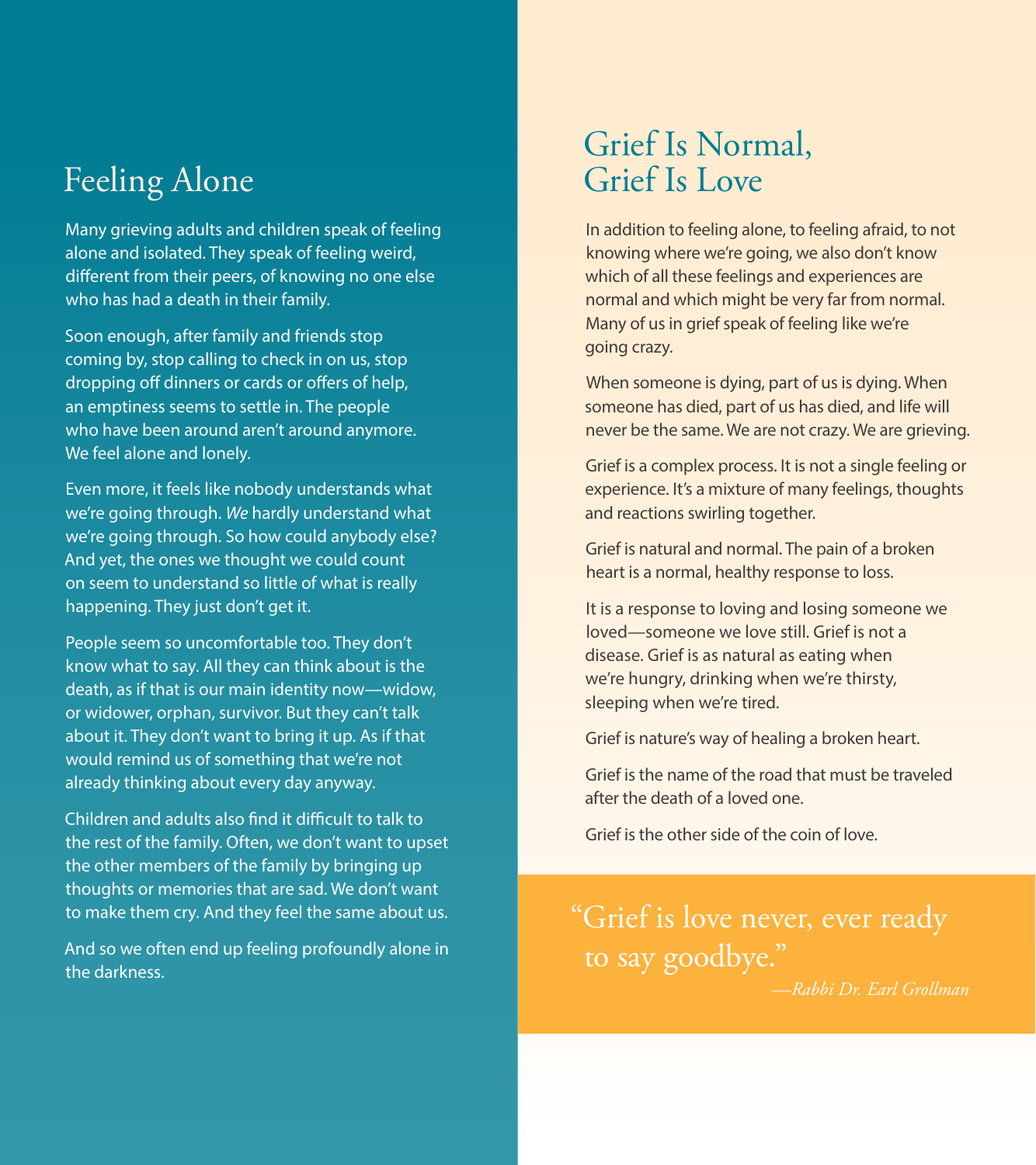## Feeling Alone

Many grieving adults and children speak of feeling alone and isolated. They speak of feeling weird, different from their peers, of knowing no one else who has had a death in their family.

Soon enough, after family and friends stop coming by, stop calling to check in on us, stop dropping off dinners or cards or offers of help, an emptiness seems to settle in. The people who have been around aren't around anymore. We feel alone and lonely.

Even more, it feels like nobody understands what we're going through. *We* hardly understand what we're going through. So how could anybody else? And yet, the ones we thought we could count on seem to understand so little of what is really happening. They just don't get it.

People seem so uncomfortable too. They don't know what to say. All they can think about is the death, as if that is our main identity now—widow, or widower, orphan, survivor. But they can't talk about it. They don't want to bring it up. As if that would remind us of something that we're not already thinking about every day anyway.

Children and adults also find it difficult to talk to the rest of the family. Often, we don't want to upset the other members of the family by bringing up thoughts or memories that are sad. We don't want to make them cry. And they feel the same about us.

And so we often end up feeling profoundly alone in the darkness.

## Grief Is Normal, Grief Is Love

In addition to feeling alone, to feeling afraid, to not knowing where we're going, we also don't know which of all these feelings and experiences are normal and which might be very far from normal. Many of us in grief speak of feeling like we're going crazy.

When someone is dying, part of us is dying. When someone has died, part of us has died, and life will never be the same. We are not crazy. We are grieving.

Grief is a complex process. It is not a single feeling or experience. It's a mixture of many feelings, thoughts and reactions swirling together.

Grief is natural and normal. The pain of a broken heart is a normal, healthy response to loss.

It is a response to loving and losing someone we loved—someone we love still. Grief is not a disease. Grief is as natural as eating when we're hungry, drinking when we're thirsty, sleeping when we're tired.

Grief is nature's way of healing a broken heart.

Grief is the name of the road that must be traveled after the death of a loved one.

Grief is the other side of the coin of love.

> "Grief is love never, ever ready to say goodbye."
>
> *—Rabbi Dr. Earl Grollman*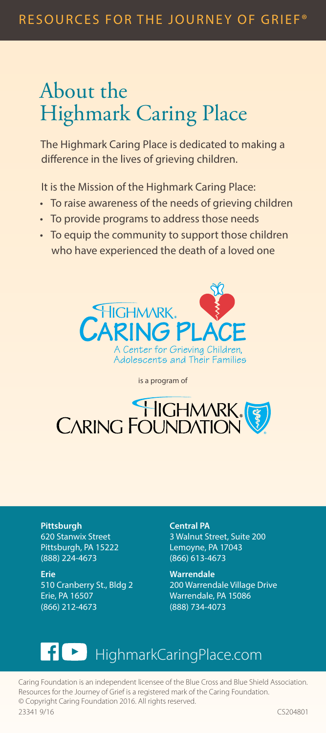RESOURCES FOR THE JOURNEY OF GRIEF®

# About the Highmark Caring Place

The Highmark Caring Place is dedicated to making a difference in the lives of grieving children.

It is the Mission of the Highmark Caring Place:

- To raise awareness of the needs of grieving children
- To provide programs to address those needs
- To equip the community to support those children who have experienced the death of a loved one

HIGHMARK. CARING PLACE

A Center for Grieving Children, Adolescents and Their Families

is a program of

HIGHMARK. CARING FOUNDATION

**Pittsburgh**
620 Stanwix Street
Pittsburgh, PA 15222
(888) 224-4673

**Erie**
510 Cranberry St., Bldg 2
Erie, PA 16507
(866) 212-4673

**Central PA**
3 Walnut Street, Suite 200
Lemoyne, PA 17043
(866) 613-4673

**Warrendale**
200 Warrendale Village Drive
Warrendale, PA 15086
(888) 734-4073

HighmarkCaringPlace.com

Caring Foundation is an independent licensee of the Blue Cross and Blue Shield Association. Resources for the Journey of Grief is a registered mark of the Caring Foundation. © Copyright Caring Foundation 2016. All rights reserved.

23341 9/16 CS204801